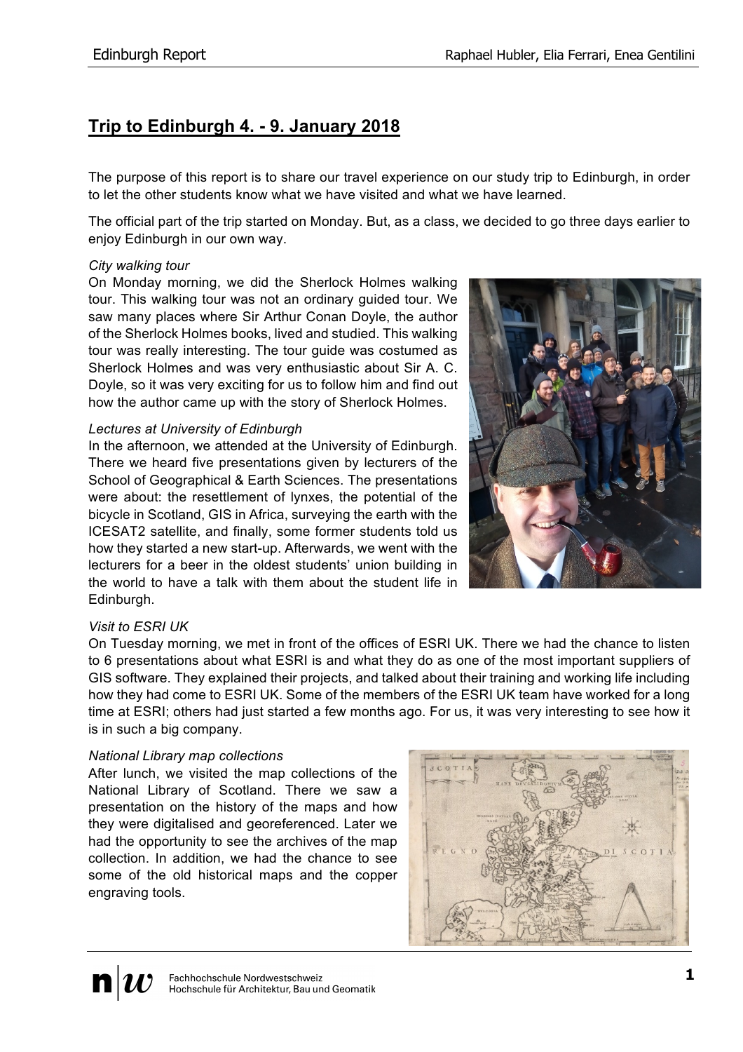# Trip to Edinburgh 4. - 9. January 2018

The purpose of this report is to share our travel experience on our study trip to Edinburgh, in order to let the other students know what we have visited and what we have learned.

The official part of the trip started on Monday. But, as a class, we decided to go three days earlier to enjoy Edinburgh in our own way.

*City walking tour*

On Monday morning, we did the Sherlock Holmes walking tour. This walking tour was not an ordinary guided tour. We saw many places where Sir Arthur Conan Doyle, the author of the Sherlock Holmes books, lived and studied. This walking tour was really interesting. The tour guide was costumed as Sherlock Holmes and was very enthusiastic about Sir A. C. Doyle, so it was very exciting for us to follow him and find out how the author came up with the story of Sherlock Holmes.

*Lectures at University of Edinburgh*

In the afternoon, we attended at the University of Edinburgh. There we heard five presentations given by lecturers of the School of Geographical & Earth Sciences. The presentations were about: the resettlement of lynxes, the potential of the bicycle in Scotland, GIS in Africa, surveying the earth with the ICESAT2 satellite, and finally, some former students told us how they started a new start-up. Afterwards, we went with the lecturers for a beer in the oldest students' union building in the world to have a talk with them about the student life in Edinburgh.

*Visit to ESRI UK*

On Tuesday morning, we met in front of the offices of ESRI UK. There we had the chance to listen to 6 presentations about what ESRI is and what they do as one of the most important suppliers of GIS software. They explained their projects, and talked about their training and working life including how they had come to ESRI UK. Some of the members of the ESRI UK team have worked for a long time at ESRI; others had just started a few months ago. For us, it was very interesting to see how it is in such a big company.

*National Library map collections*

After lunch, we visited the map collections of the National Library of Scotland. There we saw a presentation on the history of the maps and how they were digitalised and georeferenced. Later we had the opportunity to see the archives of the map collection. In addition, we had the chance to see some of the old historical maps and the copper engraving tools.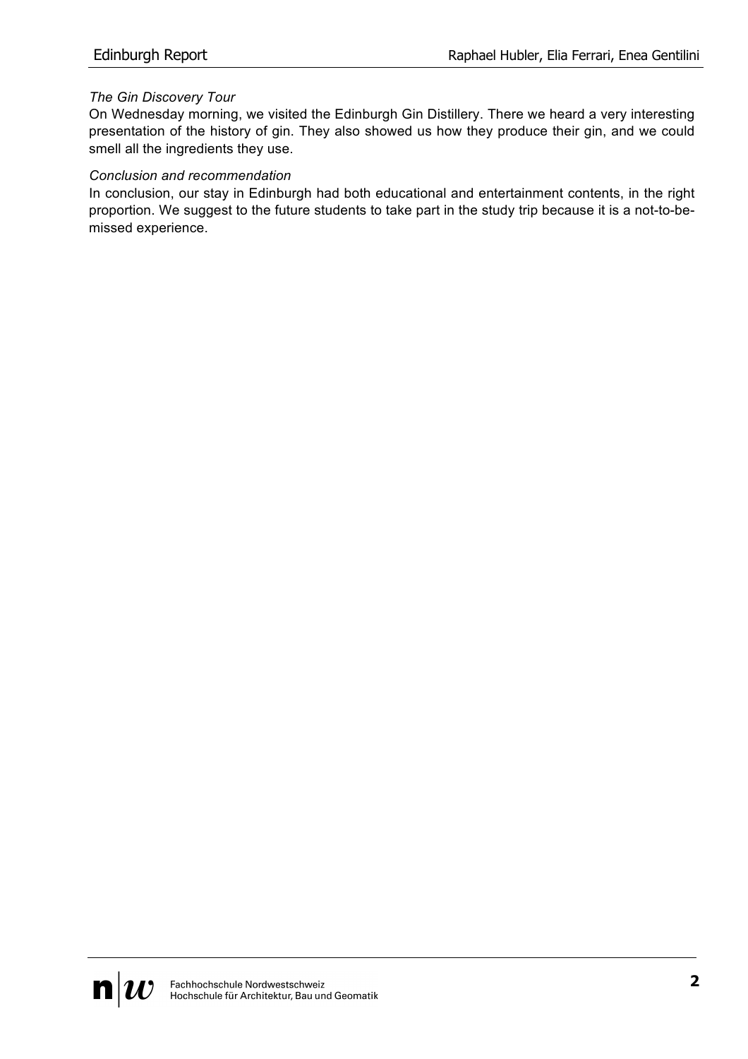*The Gin Discovery Tour*

On Wednesday morning, we visited the Edinburgh Gin Distillery. There we heard a very interesting presentation of the history of gin. They also showed us how they produce their gin, and we could smell all the ingredients they use.

*Conclusion and recommendation*

In conclusion, our stay in Edinburgh had both educational and entertainment contents, in the right proportion. We suggest to the future students to take part in the study trip because it is a not-to-be-missed experience.